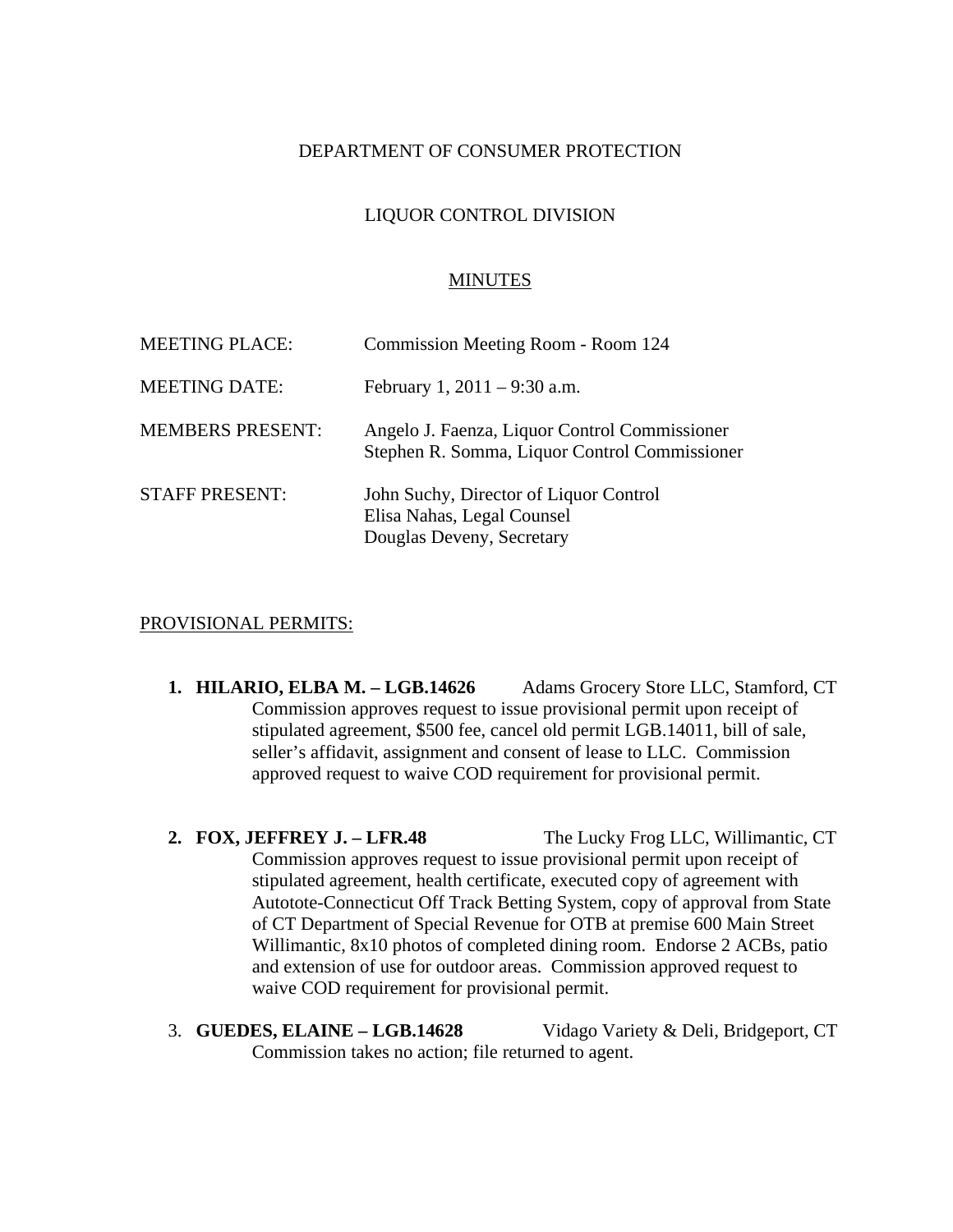DEPARTMENT OF CONSUMER PROTECTION

LIQUOR CONTROL DIVISION

MINUTES

| | |
|---|---|
| MEETING PLACE: | Commission Meeting Room - Room 124 |
| MEETING DATE: | February 1, 2011 – 9:30 a.m. |
| MEMBERS PRESENT: | Angelo J. Faenza, Liquor Control Commissioner<br>Stephen R. Somma, Liquor Control Commissioner |
| STAFF PRESENT: | John Suchy, Director of Liquor Control<br>Elisa Nahas, Legal Counsel<br>Douglas Deveny, Secretary |

PROVISIONAL PERMITS:

1. **HILARIO, ELBA M. – LGB.14626** Adams Grocery Store LLC, Stamford, CT
   Commission approves request to issue provisional permit upon receipt of stipulated agreement, $500 fee, cancel old permit LGB.14011, bill of sale, seller's affidavit, assignment and consent of lease to LLC. Commission approved request to waive COD requirement for provisional permit.

2. **FOX, JEFFREY J. – LFR.48** The Lucky Frog LLC, Willimantic, CT
   Commission approves request to issue provisional permit upon receipt of stipulated agreement, health certificate, executed copy of agreement with Autotote-Connecticut Off Track Betting System, copy of approval from State of CT Department of Special Revenue for OTB at premise 600 Main Street Willimantic, 8x10 photos of completed dining room. Endorse 2 ACBs, patio and extension of use for outdoor areas. Commission approved request to waive COD requirement for provisional permit.

3. **GUEDES, ELAINE – LGB.14628** Vidago Variety & Deli, Bridgeport, CT
   Commission takes no action; file returned to agent.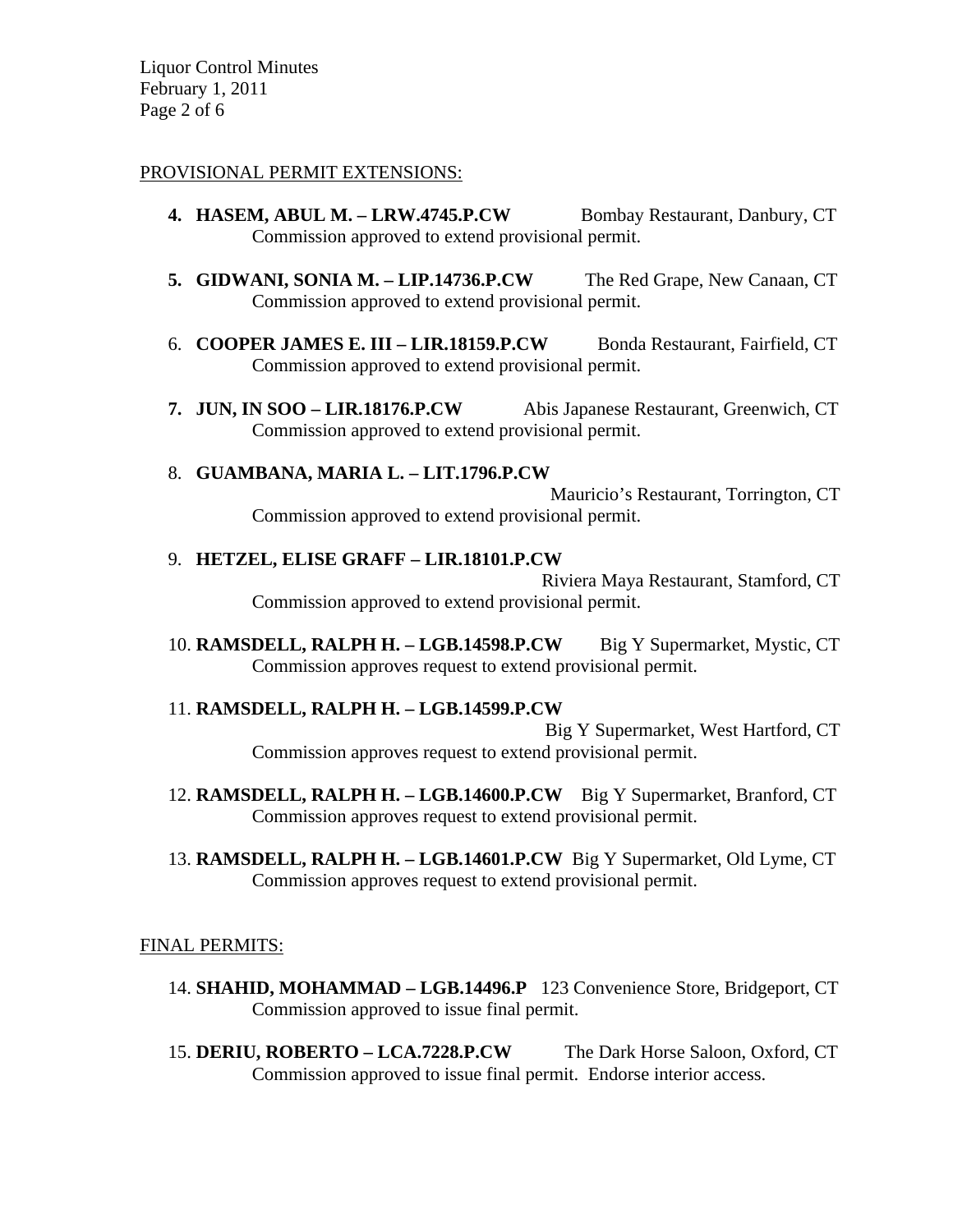PROVISIONAL PERMIT EXTENSIONS:

4. **HASEM, ABUL M. – LRW.4745.P.CW** Bombay Restaurant, Danbury, CT
   Commission approved to extend provisional permit.

5. **GIDWANI, SONIA M. – LIP.14736.P.CW** The Red Grape, New Canaan, CT
   Commission approved to extend provisional permit.

6. **COOPER JAMES E. III – LIR.18159.P.CW** Bonda Restaurant, Fairfield, CT
   Commission approved to extend provisional permit.

7. **JUN, IN SOO – LIR.18176.P.CW** Abis Japanese Restaurant, Greenwich, CT
   Commission approved to extend provisional permit.

8. **GUAMBANA, MARIA L. – LIT.1796.P.CW**
   Mauricio's Restaurant, Torrington, CT
   Commission approved to extend provisional permit.

9. **HETZEL, ELISE GRAFF – LIR.18101.P.CW**
   Riviera Maya Restaurant, Stamford, CT
   Commission approved to extend provisional permit.

10. **RAMSDELL, RALPH H. – LGB.14598.P.CW** Big Y Supermarket, Mystic, CT
    Commission approves request to extend provisional permit.

11. **RAMSDELL, RALPH H. – LGB.14599.P.CW**
    Big Y Supermarket, West Hartford, CT
    Commission approves request to extend provisional permit.

12. **RAMSDELL, RALPH H. – LGB.14600.P.CW** Big Y Supermarket, Branford, CT
    Commission approves request to extend provisional permit.

13. **RAMSDELL, RALPH H. – LGB.14601.P.CW** Big Y Supermarket, Old Lyme, CT
    Commission approves request to extend provisional permit.

FINAL PERMITS:

14. **SHAHID, MOHAMMAD – LGB.14496.P** 123 Convenience Store, Bridgeport, CT
    Commission approved to issue final permit.

15. **DERIU, ROBERTO – LCA.7228.P.CW** The Dark Horse Saloon, Oxford, CT
    Commission approved to issue final permit. Endorse interior access.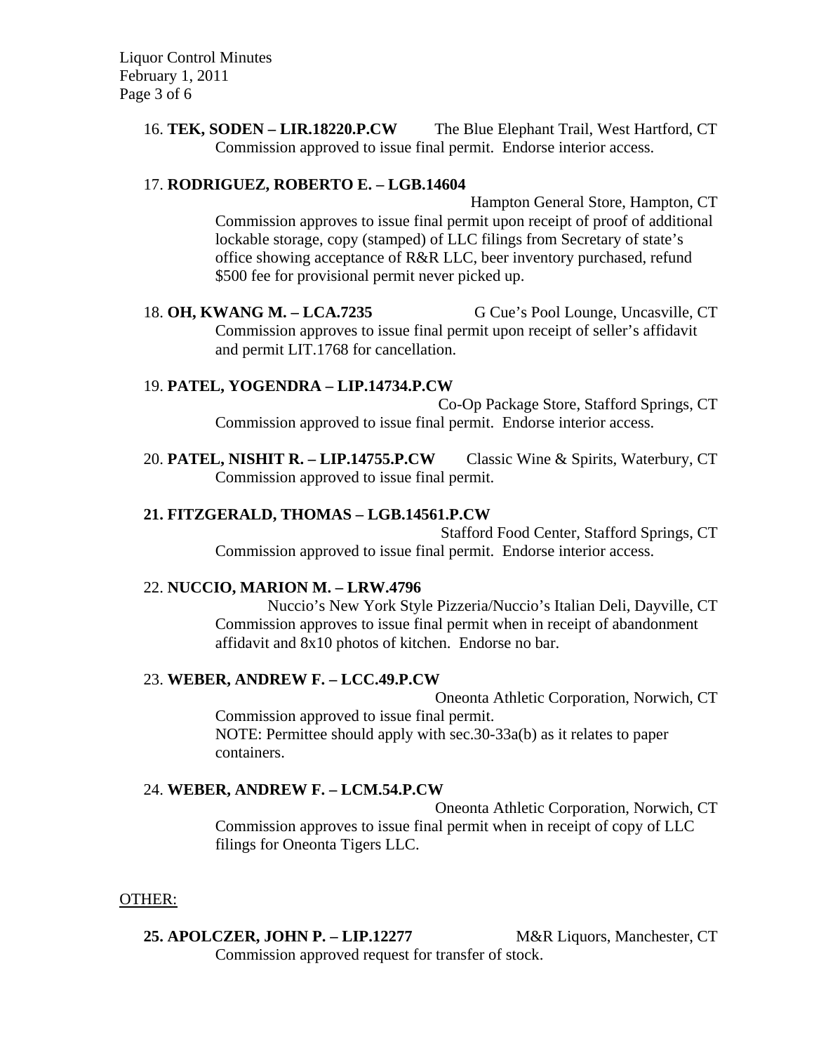16. **TEK, SODEN – LIR.18220.P.CW** The Blue Elephant Trail, West Hartford, CT
Commission approved to issue final permit. Endorse interior access.

17. **RODRIGUEZ, ROBERTO E. – LGB.14604**
Hampton General Store, Hampton, CT
Commission approves to issue final permit upon receipt of proof of additional lockable storage, copy (stamped) of LLC filings from Secretary of state's office showing acceptance of R&R LLC, beer inventory purchased, refund $500 fee for provisional permit never picked up.

18. **OH, KWANG M. – LCA.7235** G Cue's Pool Lounge, Uncasville, CT
Commission approves to issue final permit upon receipt of seller's affidavit and permit LIT.1768 for cancellation.

19. **PATEL, YOGENDRA – LIP.14734.P.CW**
Co-Op Package Store, Stafford Springs, CT
Commission approved to issue final permit. Endorse interior access.

20. **PATEL, NISHIT R. – LIP.14755.P.CW** Classic Wine & Spirits, Waterbury, CT
Commission approved to issue final permit.

**21. FITZGERALD, THOMAS – LGB.14561.P.CW**
Stafford Food Center, Stafford Springs, CT
Commission approved to issue final permit. Endorse interior access.

22. **NUCCIO, MARION M. – LRW.4796**
Nuccio's New York Style Pizzeria/Nuccio's Italian Deli, Dayville, CT
Commission approves to issue final permit when in receipt of abandonment affidavit and 8x10 photos of kitchen. Endorse no bar.

23. **WEBER, ANDREW F. – LCC.49.P.CW**
Oneonta Athletic Corporation, Norwich, CT
Commission approved to issue final permit.
NOTE: Permittee should apply with sec.30-33a(b) as it relates to paper containers.

24. **WEBER, ANDREW F. – LCM.54.P.CW**
Oneonta Athletic Corporation, Norwich, CT
Commission approves to issue final permit when in receipt of copy of LLC filings for Oneonta Tigers LLC.

<u>OTHER:</u>

**25. APOLCZER, JOHN P. – LIP.12277** M&R Liquors, Manchester, CT
Commission approved request for transfer of stock.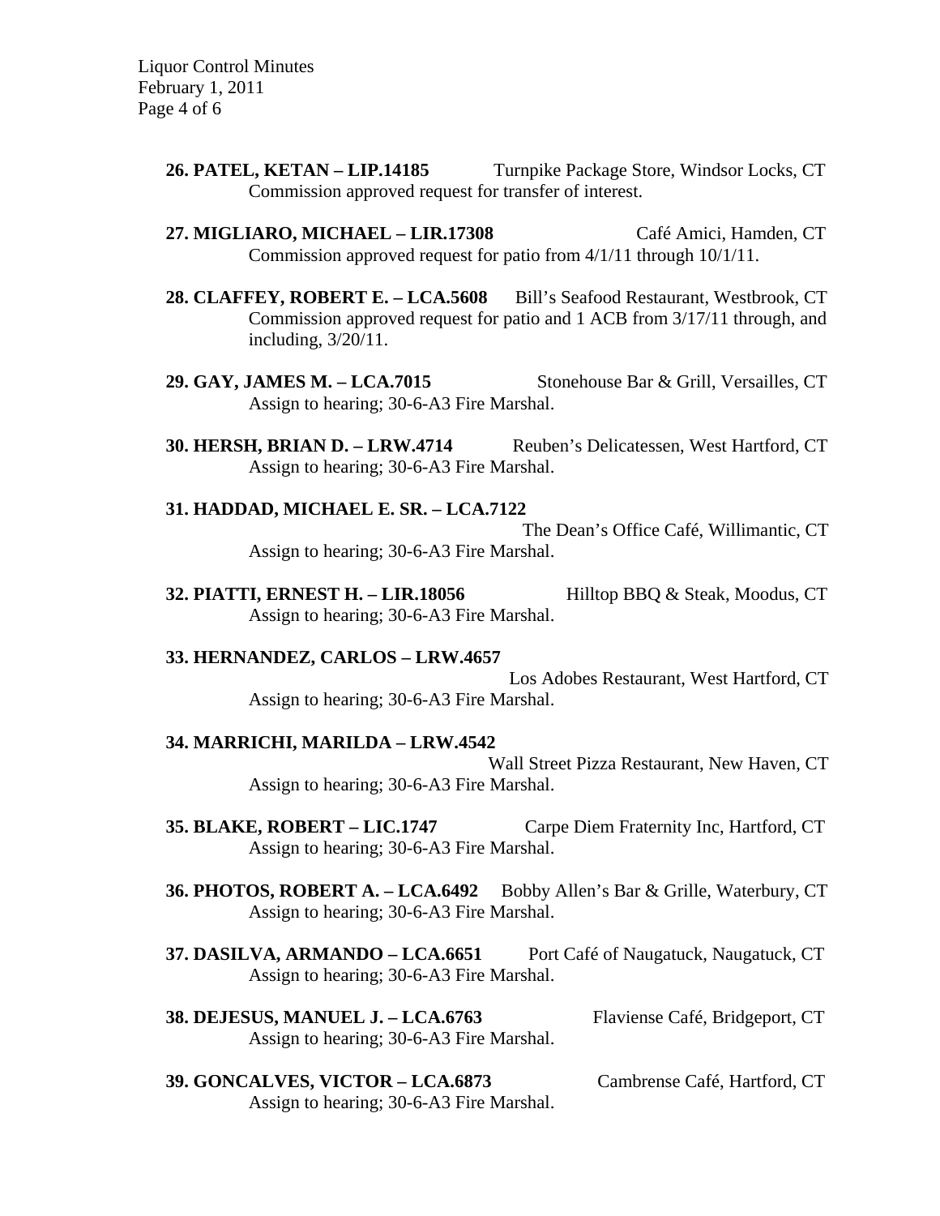**26. PATEL, KETAN – LIP.14185** Turnpike Package Store, Windsor Locks, CT
Commission approved request for transfer of interest.

**27. MIGLIARO, MICHAEL – LIR.17308** Café Amici, Hamden, CT
Commission approved request for patio from 4/1/11 through 10/1/11.

**28. CLAFFEY, ROBERT E. – LCA.5608** Bill's Seafood Restaurant, Westbrook, CT
Commission approved request for patio and 1 ACB from 3/17/11 through, and including, 3/20/11.

**29. GAY, JAMES M. – LCA.7015** Stonehouse Bar & Grill, Versailles, CT
Assign to hearing; 30-6-A3 Fire Marshal.

**30. HERSH, BRIAN D. – LRW.4714** Reuben's Delicatessen, West Hartford, CT
Assign to hearing; 30-6-A3 Fire Marshal.

**31. HADDAD, MICHAEL E. SR. – LCA.7122**
The Dean's Office Café, Willimantic, CT
Assign to hearing; 30-6-A3 Fire Marshal.

**32. PIATTI, ERNEST H. – LIR.18056** Hilltop BBQ & Steak, Moodus, CT
Assign to hearing; 30-6-A3 Fire Marshal.

**33. HERNANDEZ, CARLOS – LRW.4657**
Los Adobes Restaurant, West Hartford, CT
Assign to hearing; 30-6-A3 Fire Marshal.

**34. MARRICHI, MARILDA – LRW.4542**
Wall Street Pizza Restaurant, New Haven, CT
Assign to hearing; 30-6-A3 Fire Marshal.

**35. BLAKE, ROBERT – LIC.1747** Carpe Diem Fraternity Inc, Hartford, CT
Assign to hearing; 30-6-A3 Fire Marshal.

**36. PHOTOS, ROBERT A. – LCA.6492** Bobby Allen's Bar & Grille, Waterbury, CT
Assign to hearing; 30-6-A3 Fire Marshal.

**37. DASILVA, ARMANDO – LCA.6651** Port Café of Naugatuck, Naugatuck, CT
Assign to hearing; 30-6-A3 Fire Marshal.

**38. DEJESUS, MANUEL J. – LCA.6763** Flaviense Café, Bridgeport, CT
Assign to hearing; 30-6-A3 Fire Marshal.

**39. GONCALVES, VICTOR – LCA.6873** Cambrense Café, Hartford, CT
Assign to hearing; 30-6-A3 Fire Marshal.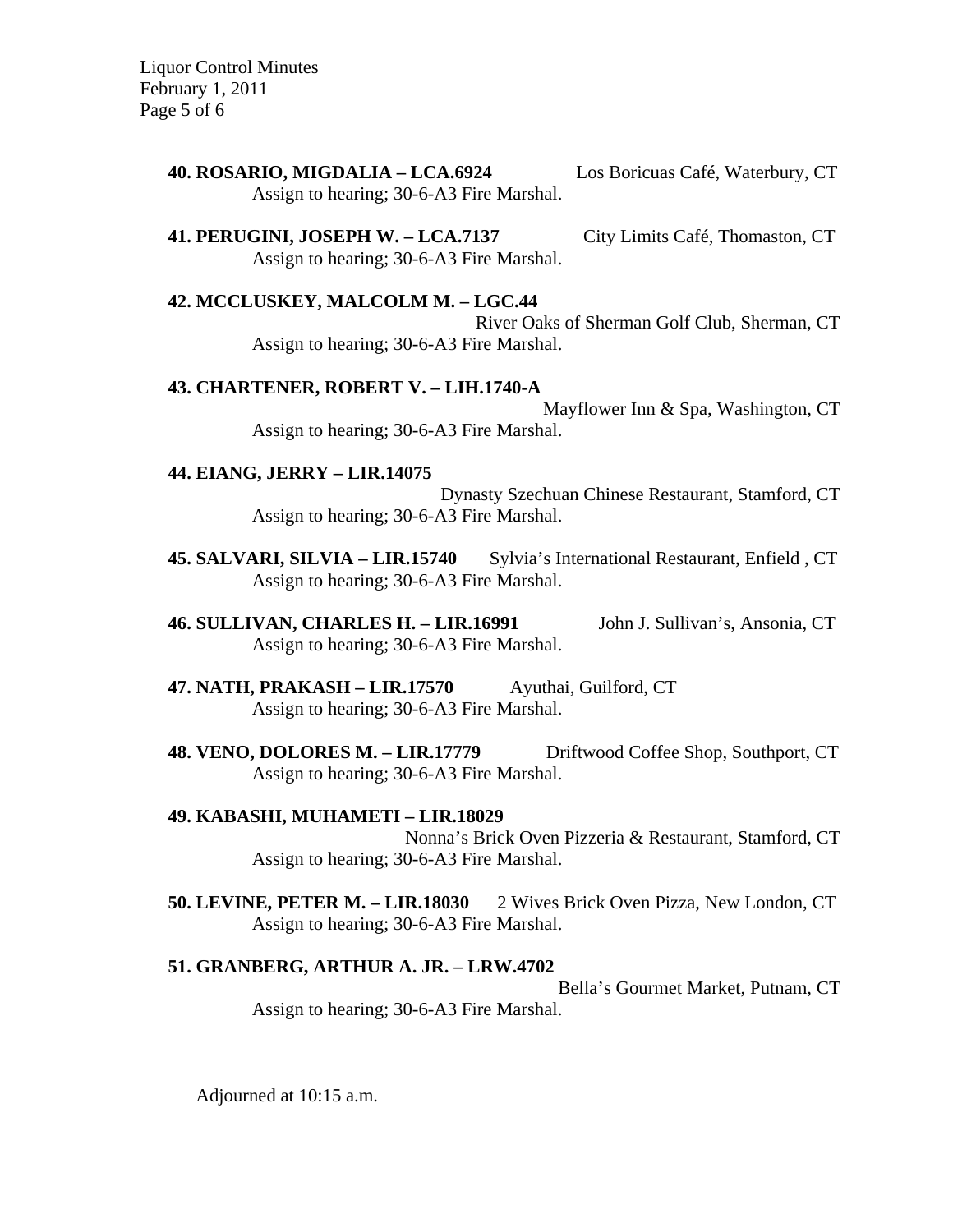**40. ROSARIO, MIGDALIA – LCA.6924** Los Boricuas Café, Waterbury, CT
Assign to hearing; 30-6-A3 Fire Marshal.

**41. PERUGINI, JOSEPH W. – LCA.7137** City Limits Café, Thomaston, CT
Assign to hearing; 30-6-A3 Fire Marshal.

**42. MCCLUSKEY, MALCOLM M. – LGC.44** River Oaks of Sherman Golf Club, Sherman, CT
Assign to hearing; 30-6-A3 Fire Marshal.

**43. CHARTENER, ROBERT V. – LIH.1740-A** Mayflower Inn & Spa, Washington, CT
Assign to hearing; 30-6-A3 Fire Marshal.

**44. EIANG, JERRY – LIR.14075** Dynasty Szechuan Chinese Restaurant, Stamford, CT
Assign to hearing; 30-6-A3 Fire Marshal.

**45. SALVARI, SILVIA – LIR.15740** Sylvia's International Restaurant, Enfield , CT
Assign to hearing; 30-6-A3 Fire Marshal.

**46. SULLIVAN, CHARLES H. – LIR.16991** John J. Sullivan's, Ansonia, CT
Assign to hearing; 30-6-A3 Fire Marshal.

**47. NATH, PRAKASH – LIR.17570** Ayuthai, Guilford, CT
Assign to hearing; 30-6-A3 Fire Marshal.

**48. VENO, DOLORES M. – LIR.17779** Driftwood Coffee Shop, Southport, CT
Assign to hearing; 30-6-A3 Fire Marshal.

**49. KABASHI, MUHAMETI – LIR.18029** Nonna's Brick Oven Pizzeria & Restaurant, Stamford, CT
Assign to hearing; 30-6-A3 Fire Marshal.

**50. LEVINE, PETER M. – LIR.18030** 2 Wives Brick Oven Pizza, New London, CT
Assign to hearing; 30-6-A3 Fire Marshal.

**51. GRANBERG, ARTHUR A. JR. – LRW.4702** Bella's Gourmet Market, Putnam, CT
Assign to hearing; 30-6-A3 Fire Marshal.

Adjourned at 10:15 a.m.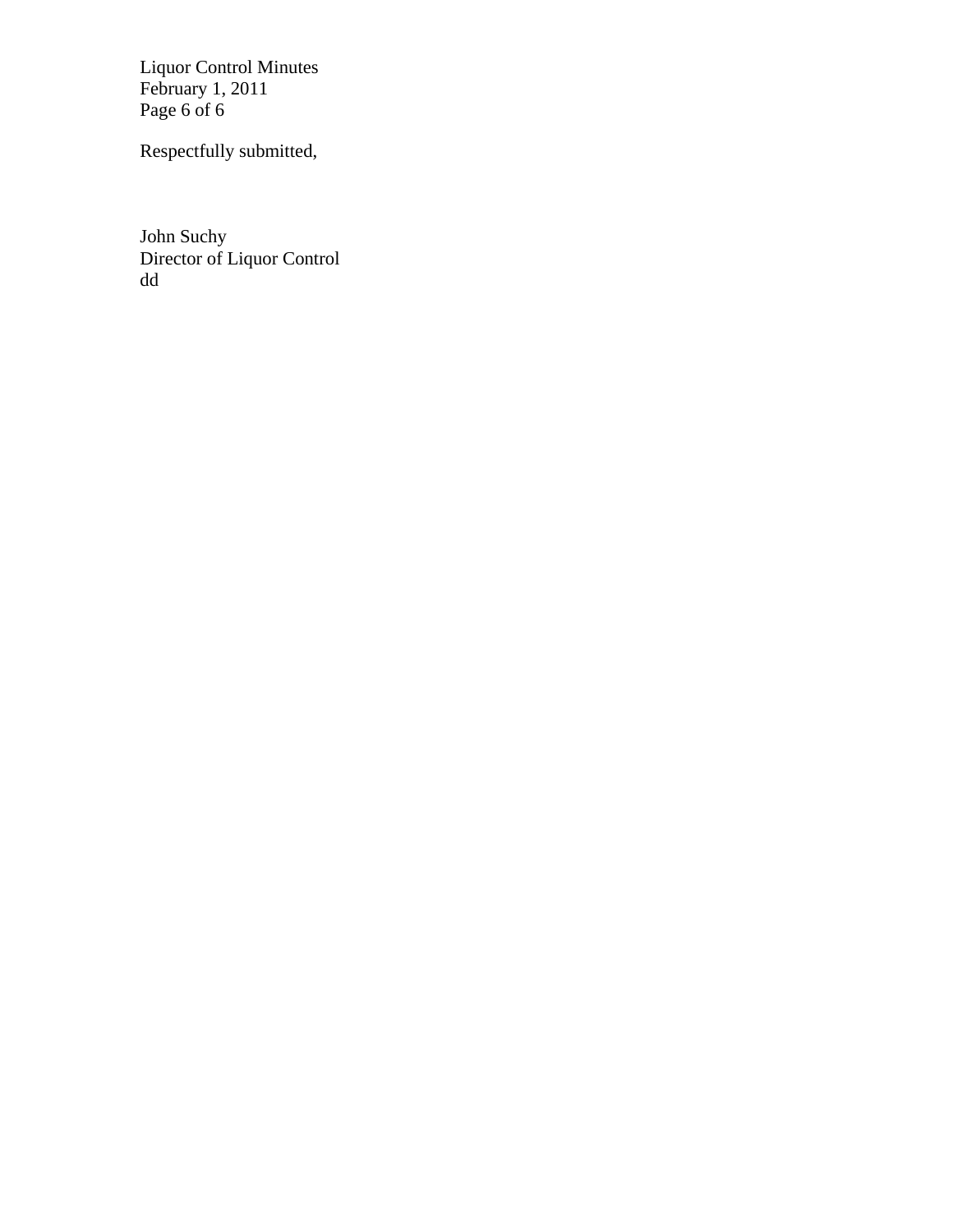Respectfully submitted,

John Suchy
Director of Liquor Control
dd